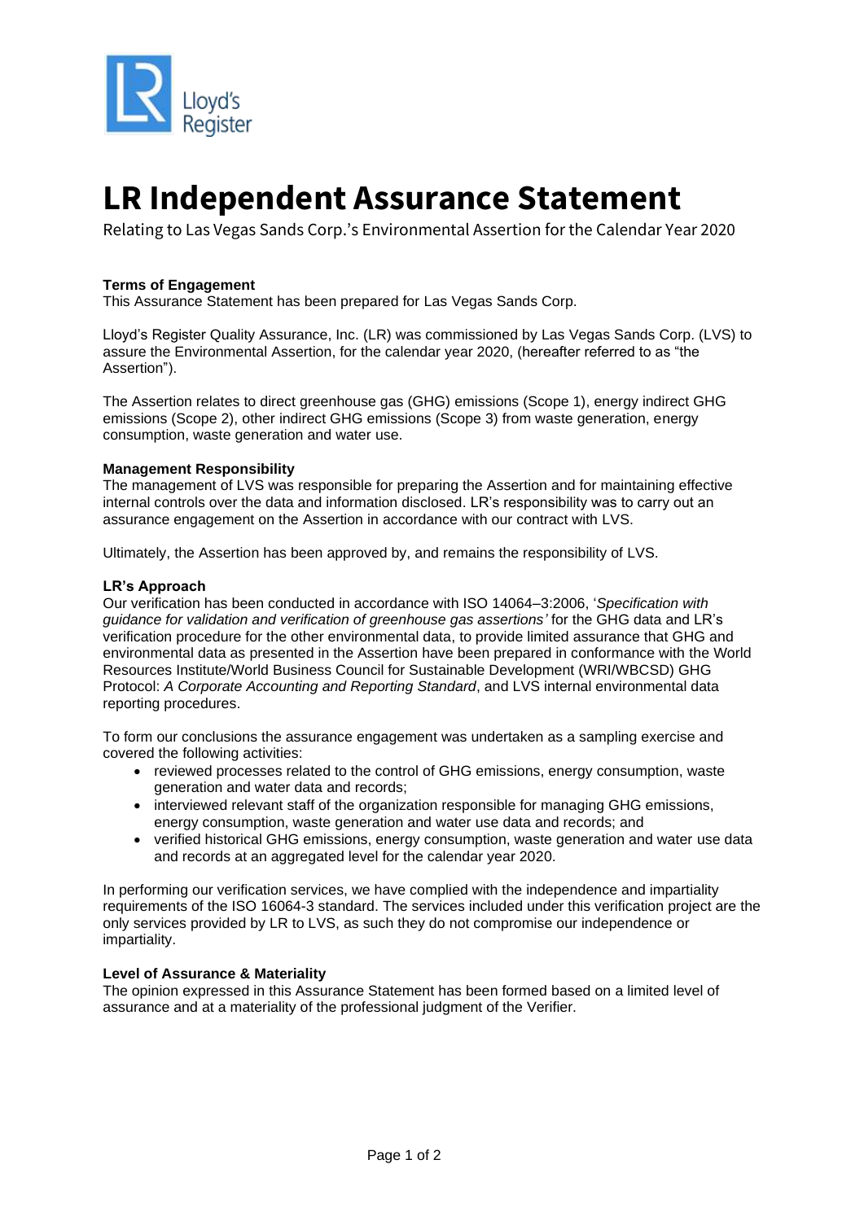# LR Independent Assurance Statement

Relating to Las Vegas Sands Corp.'s Environmental Assertion for the Calendar Year 2020

**Terms of Engagement**
This Assurance Statement has been prepared for Las Vegas Sands Corp.

Lloyd's Register Quality Assurance, Inc. (LR) was commissioned by Las Vegas Sands Corp. (LVS) to assure the Environmental Assertion, for the calendar year 2020, (hereafter referred to as "the Assertion").

The Assertion relates to direct greenhouse gas (GHG) emissions (Scope 1), energy indirect GHG emissions (Scope 2), other indirect GHG emissions (Scope 3) from waste generation, energy consumption, waste generation and water use.

**Management Responsibility**
The management of LVS was responsible for preparing the Assertion and for maintaining effective internal controls over the data and information disclosed. LR's responsibility was to carry out an assurance engagement on the Assertion in accordance with our contract with LVS.

Ultimately, the Assertion has been approved by, and remains the responsibility of LVS.

**LR's Approach**
Our verification has been conducted in accordance with ISO 14064–3:2006, '*Specification with guidance for validation and verification of greenhouse gas assertions'* for the GHG data and LR's verification procedure for the other environmental data, to provide limited assurance that GHG and environmental data as presented in the Assertion have been prepared in conformance with the World Resources Institute/World Business Council for Sustainable Development (WRI/WBCSD) GHG Protocol: *A Corporate Accounting and Reporting Standard*, and LVS internal environmental data reporting procedures.

To form our conclusions the assurance engagement was undertaken as a sampling exercise and covered the following activities:

- reviewed processes related to the control of GHG emissions, energy consumption, waste generation and water data and records;
- interviewed relevant staff of the organization responsible for managing GHG emissions, energy consumption, waste generation and water use data and records; and
- verified historical GHG emissions, energy consumption, waste generation and water use data and records at an aggregated level for the calendar year 2020.

In performing our verification services, we have complied with the independence and impartiality requirements of the ISO 16064-3 standard. The services included under this verification project are the only services provided by LR to LVS, as such they do not compromise our independence or impartiality.

**Level of Assurance & Materiality**
The opinion expressed in this Assurance Statement has been formed based on a limited level of assurance and at a materiality of the professional judgment of the Verifier.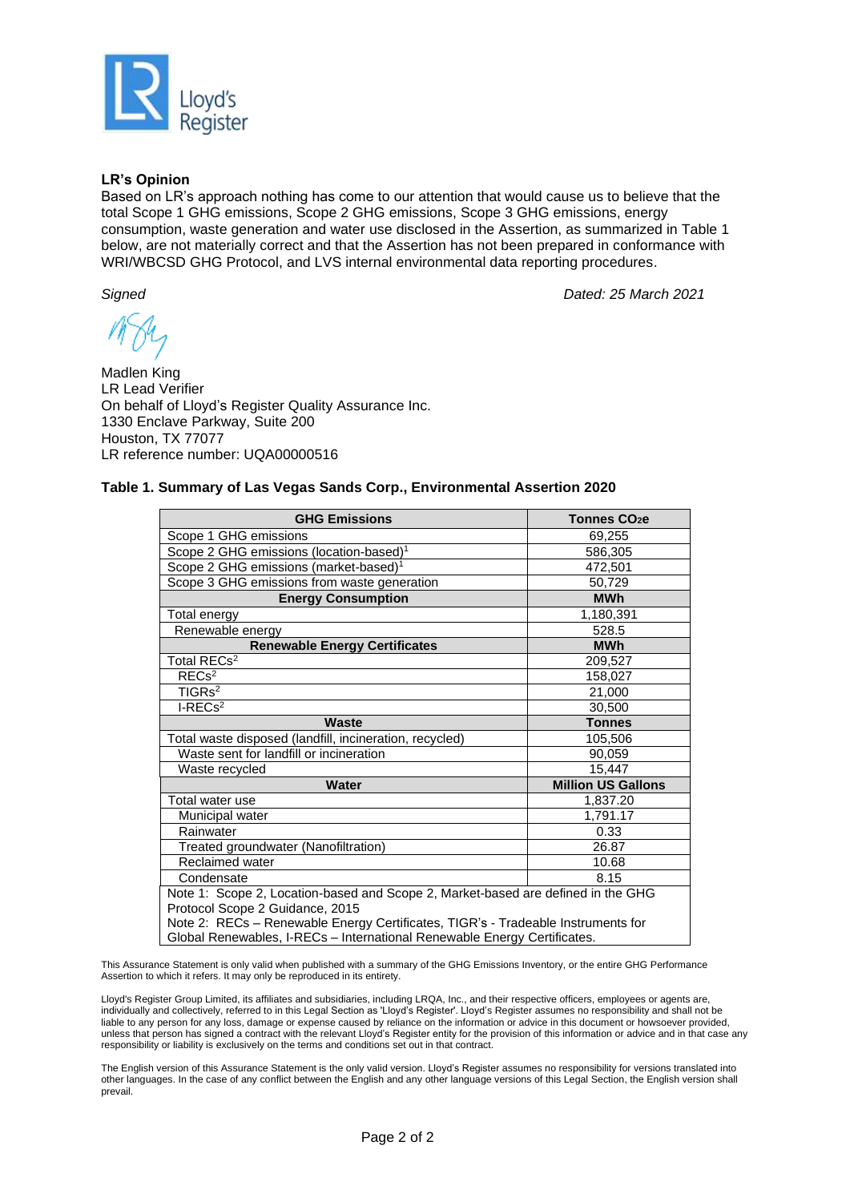Lloyd's Register

**LR's Opinion**

Based on LR's approach nothing has come to our attention that would cause us to believe that the total Scope 1 GHG emissions, Scope 2 GHG emissions, Scope 3 GHG emissions, energy consumption, waste generation and water use disclosed in the Assertion, as summarized in Table 1 below, are not materially correct and that the Assertion has not been prepared in conformance with WRI/WBCSD GHG Protocol, and LVS internal environmental data reporting procedures.

*Signed*

*Dated: 25 March 2021*

Madlen King
LR Lead Verifier
On behalf of Lloyd's Register Quality Assurance Inc.
1330 Enclave Parkway, Suite 200
Houston, TX 77077
LR reference number: UQA00000516

**Table 1. Summary of Las Vegas Sands Corp., Environmental Assertion 2020**

| **GHG Emissions** | **Tonnes $CO_2e$** |
|---|---|
| Scope 1 GHG emissions | 69,255 |
| Scope 2 GHG emissions (location-based)[1] | 586,305 |
| Scope 2 GHG emissions (market-based)[1] | 472,501 |
| Scope 3 GHG emissions from waste generation | 50,729 |
| **Energy Consumption** | **MWh** |
| Total energy | 1,180,391 |
| Renewable energy | 528.5 |
| **Renewable Energy Certificates** | **MWh** |
| Total RECs[2] | 209,527 |
| RECs[2] | 158,027 |
| TIGRs[2] | 21,000 |
| I-RECs[2] | 30,500 |
| **Waste** | **Tonnes** |
| Total waste disposed (landfill, incineration, recycled) | 105,506 |
| Waste sent for landfill or incineration | 90,059 |
| Waste recycled | 15,447 |
| **Water** | **Million US Gallons** |
| Total water use | 1,837.20 |
| Municipal water | 1,791.17 |
| Rainwater | 0.33 |
| Treated groundwater (Nanofiltration) | 26.87 |
| Reclaimed water | 10.68 |
| Condensate | 8.15 |

Note 1: Scope 2, Location-based and Scope 2, Market-based are defined in the GHG Protocol Scope 2 Guidance, 2015
Note 2: RECs – Renewable Energy Certificates, TIGR's - Tradeable Instruments for Global Renewables, I-RECs – International Renewable Energy Certificates.

This Assurance Statement is only valid when published with a summary of the GHG Emissions Inventory, or the entire GHG Performance Assertion to which it refers. It may only be reproduced in its entirety.

Lloyd's Register Group Limited, its affiliates and subsidiaries, including LRQA, Inc., and their respective officers, employees or agents are, individually and collectively, referred to in this Legal Section as 'Lloyd's Register'. Lloyd's Register assumes no responsibility and shall not be liable to any person for any loss, damage or expense caused by reliance on the information or advice in this document or howsoever provided, unless that person has signed a contract with the relevant Lloyd's Register entity for the provision of this information or advice and in that case any responsibility or liability is exclusively on the terms and conditions set out in that contract.

The English version of this Assurance Statement is the only valid version. Lloyd's Register assumes no responsibility for versions translated into other languages. In the case of any conflict between the English and any other language versions of this Legal Section, the English version shall prevail.